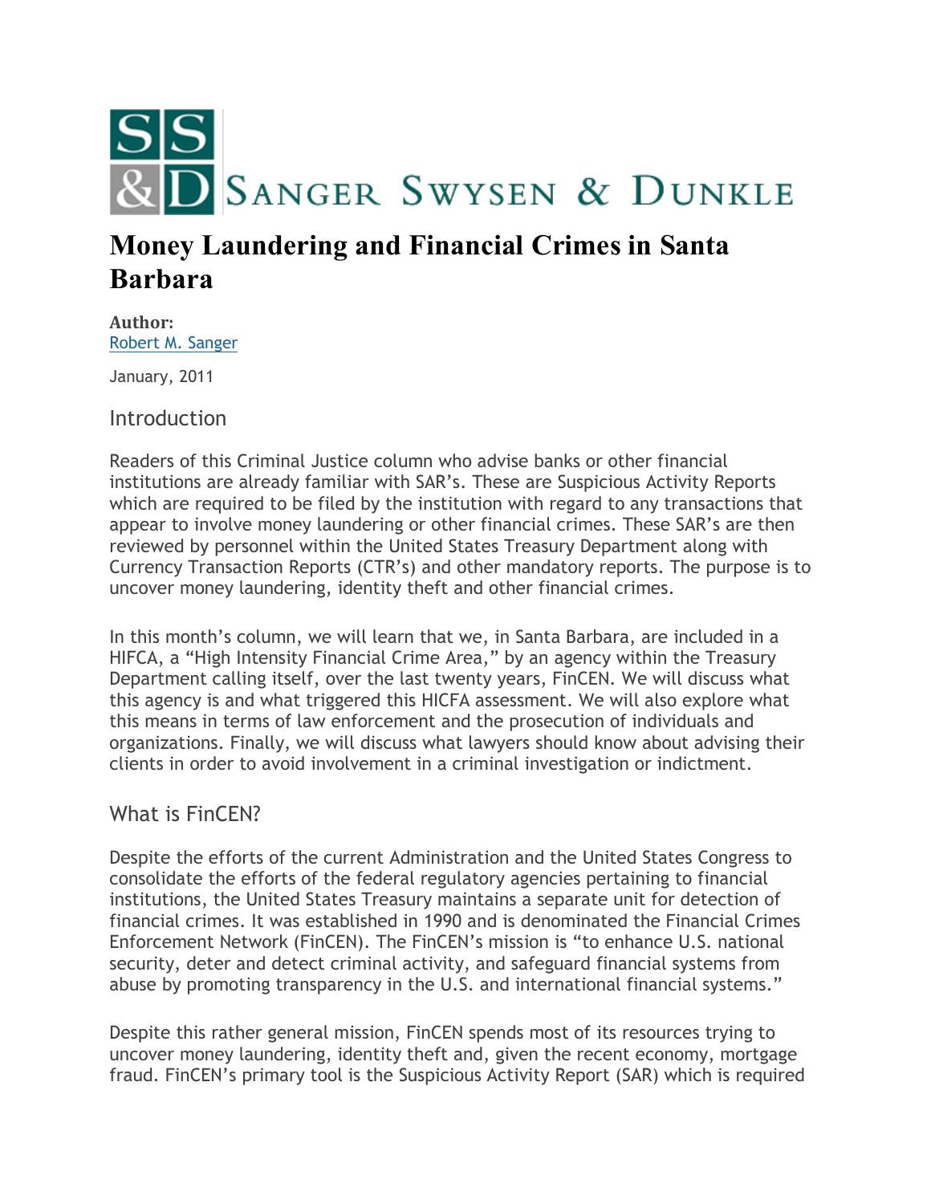# SANGER SWYSEN & DUNKLE

# Money Laundering and Financial Crimes in Santa Barbara

**Author:**
Robert M. Sanger

January, 2011

## Introduction

Readers of this Criminal Justice column who advise banks or other financial institutions are already familiar with SAR's. These are Suspicious Activity Reports which are required to be filed by the institution with regard to any transactions that appear to involve money laundering or other financial crimes. These SAR's are then reviewed by personnel within the United States Treasury Department along with Currency Transaction Reports (CTR's) and other mandatory reports. The purpose is to uncover money laundering, identity theft and other financial crimes.

In this month's column, we will learn that we, in Santa Barbara, are included in a HIFCA, a "High Intensity Financial Crime Area," by an agency within the Treasury Department calling itself, over the last twenty years, FinCEN. We will discuss what this agency is and what triggered this HICFA assessment. We will also explore what this means in terms of law enforcement and the prosecution of individuals and organizations. Finally, we will discuss what lawyers should know about advising their clients in order to avoid involvement in a criminal investigation or indictment.

## What is FinCEN?

Despite the efforts of the current Administration and the United States Congress to consolidate the efforts of the federal regulatory agencies pertaining to financial institutions, the United States Treasury maintains a separate unit for detection of financial crimes. It was established in 1990 and is denominated the Financial Crimes Enforcement Network (FinCEN). The FinCEN's mission is "to enhance U.S. national security, deter and detect criminal activity, and safeguard financial systems from abuse by promoting transparency in the U.S. and international financial systems."

Despite this rather general mission, FinCEN spends most of its resources trying to uncover money laundering, identity theft and, given the recent economy, mortgage fraud. FinCEN's primary tool is the Suspicious Activity Report (SAR) which is required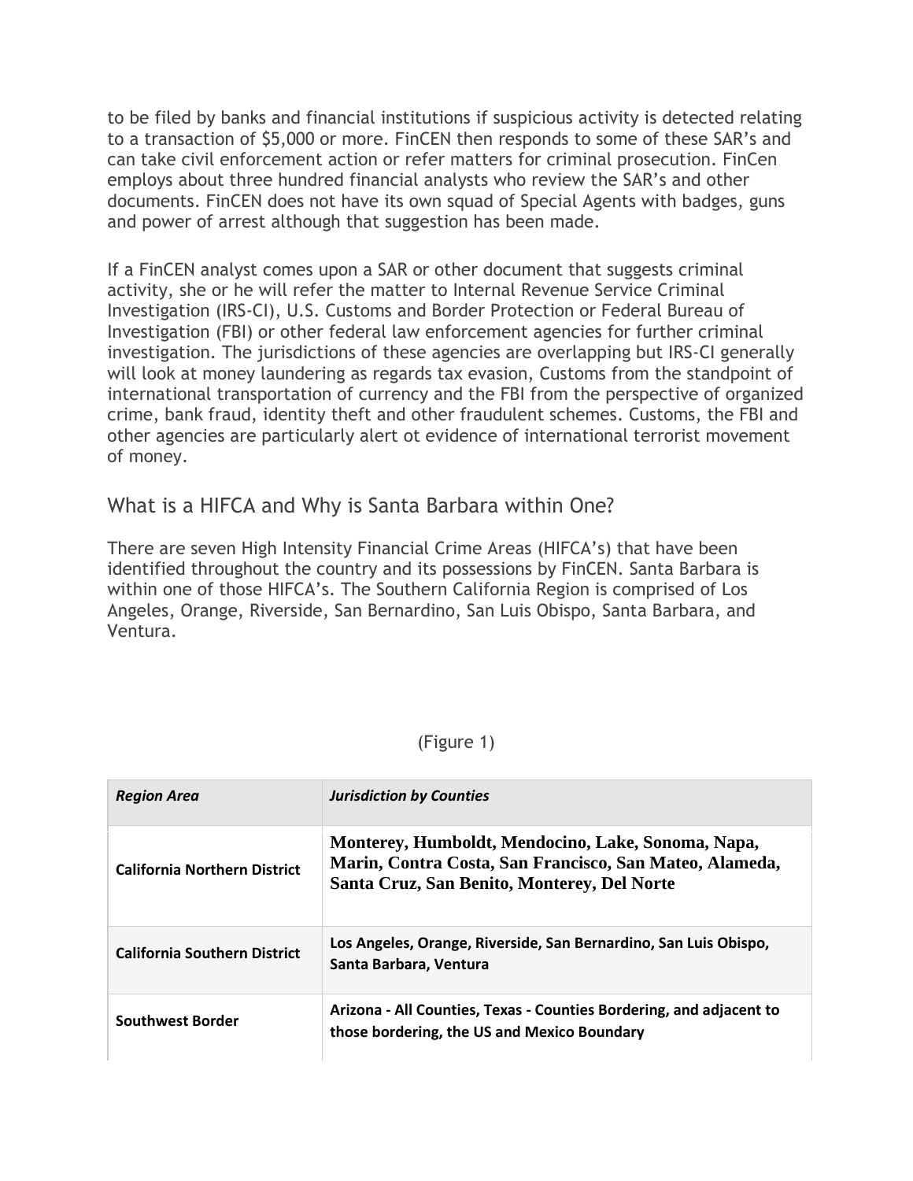to be filed by banks and financial institutions if suspicious activity is detected relating to a transaction of $5,000 or more. FinCEN then responds to some of these SAR's and can take civil enforcement action or refer matters for criminal prosecution. FinCen employs about three hundred financial analysts who review the SAR's and other documents. FinCEN does not have its own squad of Special Agents with badges, guns and power of arrest although that suggestion has been made.

If a FinCEN analyst comes upon a SAR or other document that suggests criminal activity, she or he will refer the matter to Internal Revenue Service Criminal Investigation (IRS-CI), U.S. Customs and Border Protection or Federal Bureau of Investigation (FBI) or other federal law enforcement agencies for further criminal investigation. The jurisdictions of these agencies are overlapping but IRS-CI generally will look at money laundering as regards tax evasion, Customs from the standpoint of international transportation of currency and the FBI from the perspective of organized crime, bank fraud, identity theft and other fraudulent schemes. Customs, the FBI and other agencies are particularly alert ot evidence of international terrorist movement of money.

## What is a HIFCA and Why is Santa Barbara within One?

There are seven High Intensity Financial Crime Areas (HIFCA's) that have been identified throughout the country and its possessions by FinCEN. Santa Barbara is within one of those HIFCA's. The Southern California Region is comprised of Los Angeles, Orange, Riverside, San Bernardino, San Luis Obispo, Santa Barbara, and Ventura.

(Figure 1)

| *Region Area* | *Jurisdiction by Counties* |
| --- | --- |
| **California Northern District** | **Monterey, Humboldt, Mendocino, Lake, Sonoma, Napa, Marin, Contra Costa, San Francisco, San Mateo, Alameda, Santa Cruz, San Benito, Monterey, Del Norte** |
| **California Southern District** | **Los Angeles, Orange, Riverside, San Bernardino, San Luis Obispo, Santa Barbara, Ventura** |
| **Southwest Border** | **Arizona - All Counties, Texas - Counties Bordering, and adjacent to those bordering, the US and Mexico Boundary** |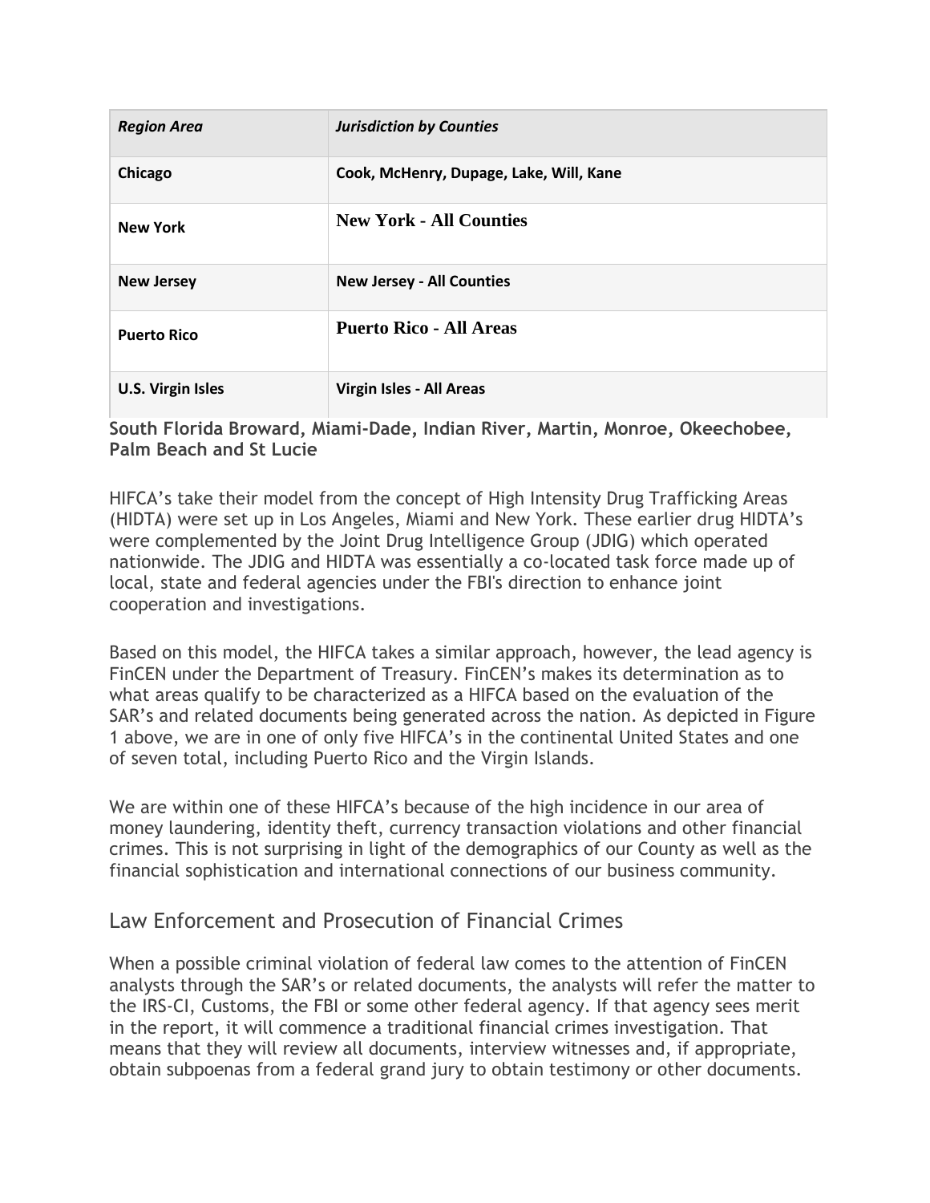| *Region Area* | *Jurisdiction by Counties* |
| --- | --- |
| **Chicago** | **Cook, McHenry, Dupage, Lake, Will, Kane** |
| **New York** | **New York - All Counties** |
| **New Jersey** | **New Jersey - All Counties** |
| **Puerto Rico** | **Puerto Rico - All Areas** |
| **U.S. Virgin Isles** | **Virgin Isles - All Areas** |

**South Florida Broward, Miami-Dade, Indian River, Martin, Monroe, Okeechobee, Palm Beach and St Lucie**

HIFCA's take their model from the concept of High Intensity Drug Trafficking Areas (HIDTA) were set up in Los Angeles, Miami and New York. These earlier drug HIDTA's were complemented by the Joint Drug Intelligence Group (JDIG) which operated nationwide. The JDIG and HIDTA was essentially a co-located task force made up of local, state and federal agencies under the FBI's direction to enhance joint cooperation and investigations.

Based on this model, the HIFCA takes a similar approach, however, the lead agency is FinCEN under the Department of Treasury. FinCEN's makes its determination as to what areas qualify to be characterized as a HIFCA based on the evaluation of the SAR's and related documents being generated across the nation. As depicted in Figure 1 above, we are in one of only five HIFCA's in the continental United States and one of seven total, including Puerto Rico and the Virgin Islands.

We are within one of these HIFCA's because of the high incidence in our area of money laundering, identity theft, currency transaction violations and other financial crimes. This is not surprising in light of the demographics of our County as well as the financial sophistication and international connections of our business community.

## Law Enforcement and Prosecution of Financial Crimes

When a possible criminal violation of federal law comes to the attention of FinCEN analysts through the SAR's or related documents, the analysts will refer the matter to the IRS-CI, Customs, the FBI or some other federal agency. If that agency sees merit in the report, it will commence a traditional financial crimes investigation. That means that they will review all documents, interview witnesses and, if appropriate, obtain subpoenas from a federal grand jury to obtain testimony or other documents.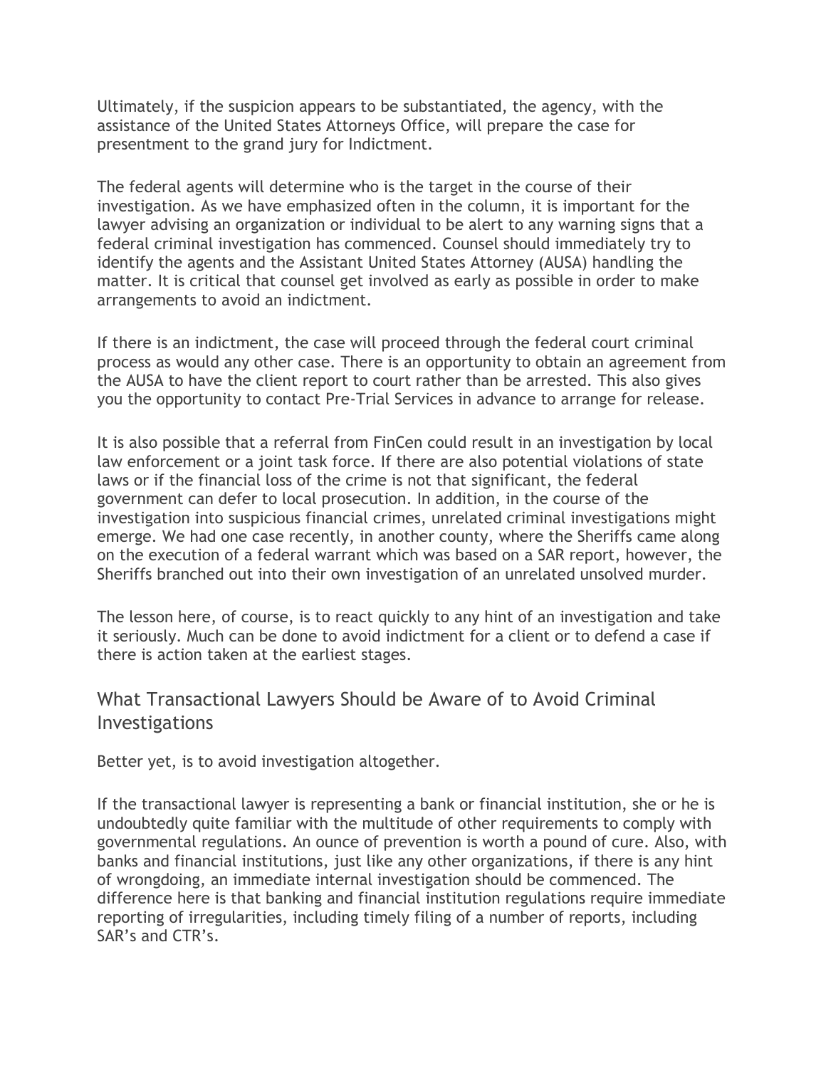Ultimately, if the suspicion appears to be substantiated, the agency, with the assistance of the United States Attorneys Office, will prepare the case for presentment to the grand jury for Indictment.

The federal agents will determine who is the target in the course of their investigation. As we have emphasized often in the column, it is important for the lawyer advising an organization or individual to be alert to any warning signs that a federal criminal investigation has commenced. Counsel should immediately try to identify the agents and the Assistant United States Attorney (AUSA) handling the matter. It is critical that counsel get involved as early as possible in order to make arrangements to avoid an indictment.

If there is an indictment, the case will proceed through the federal court criminal process as would any other case. There is an opportunity to obtain an agreement from the AUSA to have the client report to court rather than be arrested. This also gives you the opportunity to contact Pre-Trial Services in advance to arrange for release.

It is also possible that a referral from FinCen could result in an investigation by local law enforcement or a joint task force. If there are also potential violations of state laws or if the financial loss of the crime is not that significant, the federal government can defer to local prosecution. In addition, in the course of the investigation into suspicious financial crimes, unrelated criminal investigations might emerge. We had one case recently, in another county, where the Sheriffs came along on the execution of a federal warrant which was based on a SAR report, however, the Sheriffs branched out into their own investigation of an unrelated unsolved murder.

The lesson here, of course, is to react quickly to any hint of an investigation and take it seriously. Much can be done to avoid indictment for a client or to defend a case if there is action taken at the earliest stages.

## What Transactional Lawyers Should be Aware of to Avoid Criminal Investigations

Better yet, is to avoid investigation altogether.

If the transactional lawyer is representing a bank or financial institution, she or he is undoubtedly quite familiar with the multitude of other requirements to comply with governmental regulations. An ounce of prevention is worth a pound of cure. Also, with banks and financial institutions, just like any other organizations, if there is any hint of wrongdoing, an immediate internal investigation should be commenced. The difference here is that banking and financial institution regulations require immediate reporting of irregularities, including timely filing of a number of reports, including SAR's and CTR's.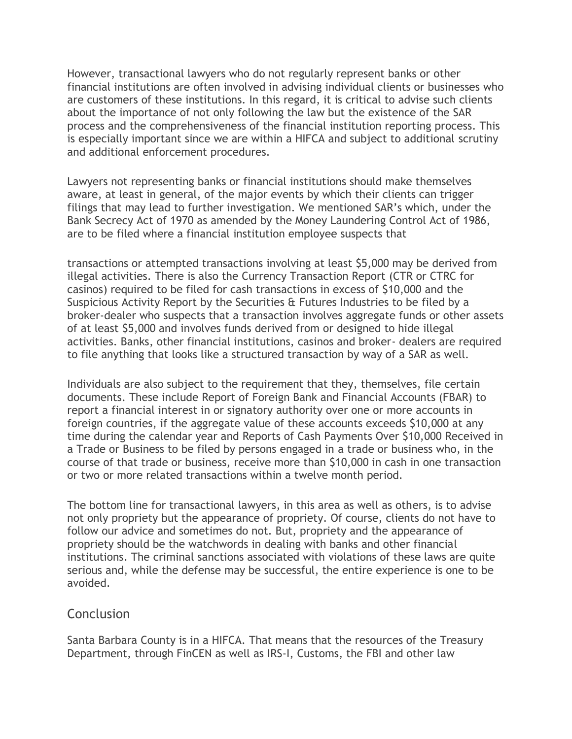However, transactional lawyers who do not regularly represent banks or other financial institutions are often involved in advising individual clients or businesses who are customers of these institutions. In this regard, it is critical to advise such clients about the importance of not only following the law but the existence of the SAR process and the comprehensiveness of the financial institution reporting process. This is especially important since we are within a HIFCA and subject to additional scrutiny and additional enforcement procedures.

Lawyers not representing banks or financial institutions should make themselves aware, at least in general, of the major events by which their clients can trigger filings that may lead to further investigation. We mentioned SAR's which, under the Bank Secrecy Act of 1970 as amended by the Money Laundering Control Act of 1986, are to be filed where a financial institution employee suspects that transactions or attempted transactions involving at least $5,000 may be derived from illegal activities. There is also the Currency Transaction Report (CTR or CTRC for casinos) required to be filed for cash transactions in excess of $10,000 and the Suspicious Activity Report by the Securities & Futures Industries to be filed by a broker-dealer who suspects that a transaction involves aggregate funds or other assets of at least $5,000 and involves funds derived from or designed to hide illegal activities. Banks, other financial institutions, casinos and broker- dealers are required to file anything that looks like a structured transaction by way of a SAR as well.

Individuals are also subject to the requirement that they, themselves, file certain documents. These include Report of Foreign Bank and Financial Accounts (FBAR) to report a financial interest in or signatory authority over one or more accounts in foreign countries, if the aggregate value of these accounts exceeds $10,000 at any time during the calendar year and Reports of Cash Payments Over $10,000 Received in a Trade or Business to be filed by persons engaged in a trade or business who, in the course of that trade or business, receive more than $10,000 in cash in one transaction or two or more related transactions within a twelve month period.

The bottom line for transactional lawyers, in this area as well as others, is to advise not only propriety but the appearance of propriety. Of course, clients do not have to follow our advice and sometimes do not. But, propriety and the appearance of propriety should be the watchwords in dealing with banks and other financial institutions. The criminal sanctions associated with violations of these laws are quite serious and, while the defense may be successful, the entire experience is one to be avoided.

## Conclusion

Santa Barbara County is in a HIFCA. That means that the resources of the Treasury Department, through FinCEN as well as IRS-I, Customs, the FBI and other law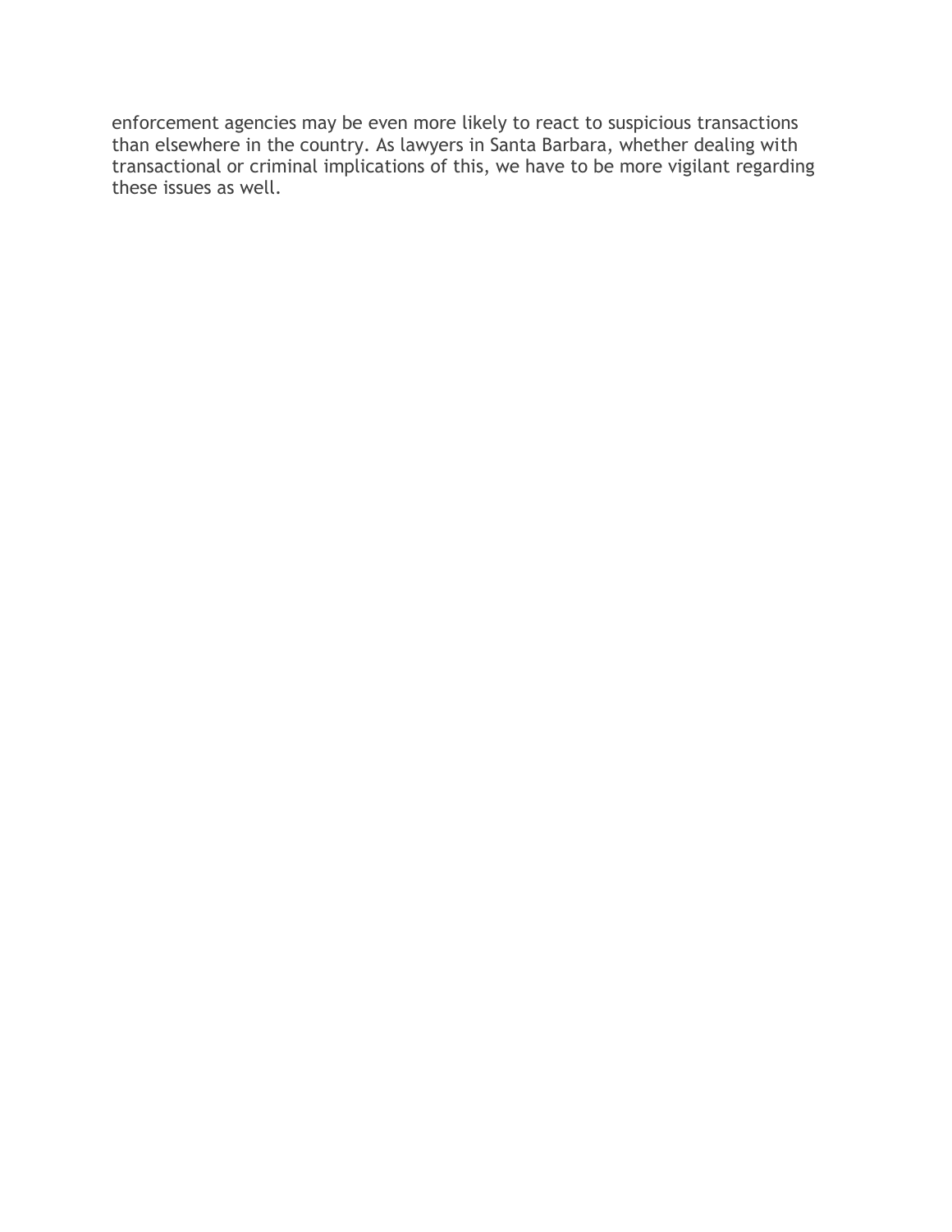enforcement agencies may be even more likely to react to suspicious transactions than elsewhere in the country. As lawyers in Santa Barbara, whether dealing with transactional or criminal implications of this, we have to be more vigilant regarding these issues as well.